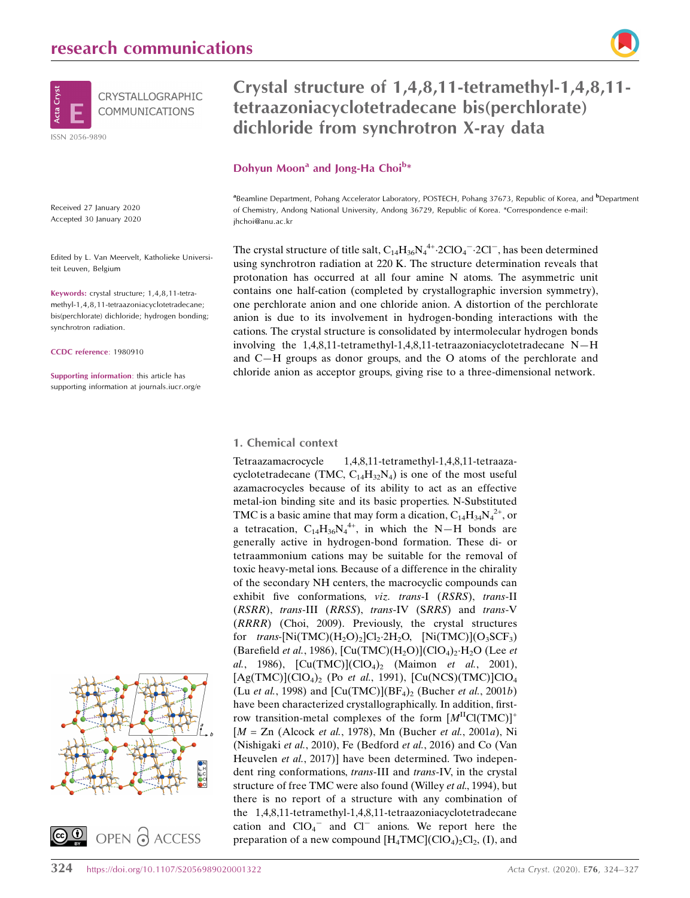# Crystal structure of 1,4,8,11-tetramethyl-1,4,8,11-tetraazoniacyclotetradecane bis(perchlorate) dichloride from synchrotron X-ray data

**Dohyun Moon[a] and Jong-Ha Choi[b]***

[a]Beamline Department, Pohang Accelerator Laboratory, POSTECH, Pohang 37673, Republic of Korea, and [b]Department of Chemistry, Andong National University, Andong 36729, Republic of Korea. *Correspondence e-mail: jhchoi@anu.ac.kr

Received 27 January 2020
Accepted 30 January 2020

Edited by L. Van Meervelt, Katholieke Universiteit Leuven, Belgium

**Keywords:** crystal structure; 1,4,8,11-tetramethyl-1,4,8,11-tetraazoniacyclotetradecane; bis(perchlorate) dichloride; hydrogen bonding; synchrotron radiation.

**CCDC reference**: 1980910

**Supporting information**: this article has supporting information at journals.iucr.org/e

The crystal structure of title salt, $C_{14}H_{36}N_4^{4+}\cdot 2ClO_4^{-}\cdot 2Cl^{-}$, has been determined using synchrotron radiation at 220 K. The structure determination reveals that protonation has occurred at all four amine N atoms. The asymmetric unit contains one half-cation (completed by crystallographic inversion symmetry), one perchlorate anion and one chloride anion. A distortion of the perchlorate anion is due to its involvement in hydrogen-bonding interactions with the cations. The crystal structure is consolidated by intermolecular hydrogen bonds involving the 1,4,8,11-tetramethyl-1,4,8,11-tetraazoniacyclotetradecane N—H and C—H groups as donor groups, and the O atoms of the perchlorate and chloride anion as acceptor groups, giving rise to a three-dimensional network.

## 1. Chemical context

Tetraazamacrocycle 1,4,8,11-tetramethyl-1,4,8,11-tetraazacyclotetradecane (TMC, $C_{14}H_{32}N_4$) is one of the most useful azamacrocycles because of its ability to act as an effective metal-ion binding site and its basic properties. N-Substituted TMC is a basic amine that may form a dication, $C_{14}H_{34}N_4^{2+}$, or a tetracation, $C_{14}H_{36}N_4^{4+}$, in which the N—H bonds are generally active in hydrogen-bond formation. These di- or tetraammonium cations may be suitable for the removal of toxic heavy-metal ions. Because of a difference in the chirality of the secondary NH centers, the macrocyclic compounds can exhibit five conformations, *viz.* *trans*-I (*RSRS*), *trans*-II (*RSRR*), *trans*-III (*RRSS*), *trans*-IV (*SRRS*) and *trans*-V (*RRRR*) (Choi, 2009). Previously, the crystal structures for *trans*-$[Ni(TMC)(H_2O)_2]Cl_2\cdot 2H_2O$, $[Ni(TMC)](O_3SCF_3)$ (Barefield *et al.*, 1986), $[Cu(TMC)(H_2O)](ClO_4)_2\cdot H_2O$ (Lee *et al.*, 1986), $[Cu(TMC)](ClO_4)_2$ (Maimon *et al.*, 2001), $[Ag(TMC)](ClO_4)_2$ (Po *et al.*, 1991), $[Cu(NCS)(TMC)]ClO_4$ (Lu *et al.*, 1998) and $[Cu(TMC)](BF_4)_2$ (Bucher *et al.*, 2001*b*) have been characterized crystallographically. In addition, first-row transition-metal complexes of the form $[M^{II}Cl(TMC)]^+$ [$M$ = Zn (Alcock *et al.*, 1978), Mn (Bucher *et al.*, 2001*a*), Ni (Nishigaki *et al.*, 2010), Fe (Bedford *et al.*, 2016) and Co (Van Heuvelen *et al.*, 2017)] have been determined. Two independent ring conformations, *trans*-III and *trans*-IV, in the crystal structure of free TMC were also found (Willey *et al.*, 1994), but there is no report of a structure with any combination of the 1,4,8,11-tetramethyl-1,4,8,11-tetraazoniacyclotetradecane cation and $ClO_4^-$ and $Cl^-$ anions. We report here the preparation of a new compound $[H_4TMC](ClO_4)_2Cl_2$, (I), and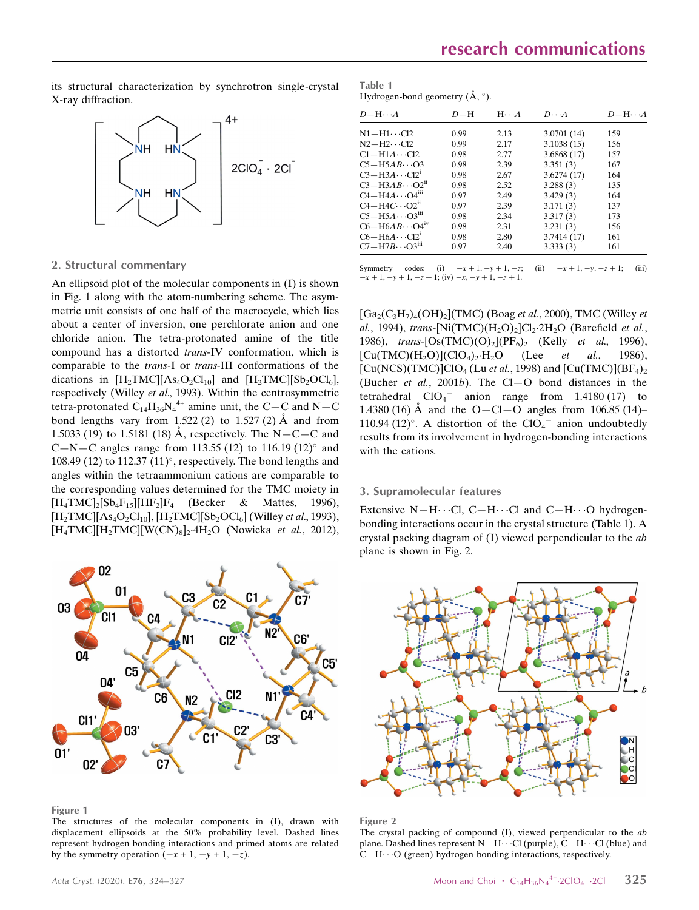its structural characterization by synchrotron single-crystal X-ray diffraction.

## 2. Structural commentary

An ellipsoid plot of the molecular components in (I) is shown in Fig. 1 along with the atom-numbering scheme. The asymmetric unit consists of one half of the macrocycle, which lies about a center of inversion, one perchlorate anion and one chloride anion. The tetra-protonated amine of the title compound has a distorted *trans*-IV conformation, which is comparable to the *trans*-I or *trans*-III conformations of the dications in $[H_2TMC][As_4O_2Cl_{10}]$ and $[H_2TMC][Sb_2OCl_6]$, respectively (Willey *et al.*, 1993). Within the centrosymmetric tetra-protonated $C_{14}H_{36}N_4^{4+}$ amine unit, the C—C and N—C bond lengths vary from 1.522 (2) to 1.527 (2) Å and from 1.5033 (19) to 1.5181 (18) Å, respectively. The N—C—C and C—N—C angles range from 113.55 (12) to 116.19 (12)° and 108.49 (12) to 112.37 (11)°, respectively. The bond lengths and angles within the tetraammonium cations are comparable to the corresponding values determined for the TMC moiety in $[H_4TMC]_2[Sb_4F_{15}][HF_2]F_4$ (Becker & Mattes, 1996), $[H_2TMC][As_4O_2Cl_{10}]$, $[H_2TMC][Sb_2OCl_6]$ (Willey *et al.*, 1993), $[H_4TMC][H_2TMC][W(CN)_8]_2{\cdot}4H_2O$ (Nowicka *et al.*, 2012), $[Ga_2(C_3H_7)_4(OH)_2](TMC)$ (Boag *et al.*, 2000), TMC (Willey *et al.*, 1994), *trans*-$[Ni(TMC)(H_2O)_2]Cl_2{\cdot}2H_2O$ (Barefield *et al.*, 1986), *trans*-$[Os(TMC)(O)_2](PF_6)_2$ (Kelly *et al.*, 1996), $[Cu(TMC)(H_2O)](ClO_4)_2{\cdot}H_2O$ (Lee *et al.*, 1986), $[Cu(NCS)(TMC)]ClO_4$ (Lu *et al.*, 1998) and $[Cu(TMC)](BF_4)_2$ (Bucher *et al.*, 2001*b*). The Cl—O bond distances in the tetrahedral $ClO_4^-$ anion range from 1.4180 (17) to 1.4380 (16) Å and the O—Cl—O angles from 106.85 (14)–110.94 (12)°. A distortion of the $ClO_4^-$ anion undoubtedly results from its involvement in hydrogen-bonding interactions with the cations.

**Table 1**
Hydrogen-bond geometry (Å, °).

| *D*—H···*A* | *D*—H | H···*A* | *D*···*A* | *D*—H···*A* |
|---|---|---|---|---|
| N1—H1···Cl2 | 0.99 | 2.13 | 3.0701 (14) | 159 |
| N2—H2···Cl2 | 0.99 | 2.17 | 3.1038 (15) | 156 |
| C1—H1*A*···Cl2 | 0.98 | 2.77 | 3.6868 (17) | 157 |
| C5—H5*AB*···O3 | 0.98 | 2.39 | 3.351 (3) | 167 |
| C3—H3*A*···Cl2[i] | 0.98 | 2.67 | 3.6274 (17) | 164 |
| C3—H3*AB*···O2[ii] | 0.98 | 2.52 | 3.288 (3) | 135 |
| C4—H4*A*···O4[iii] | 0.97 | 2.49 | 3.429 (3) | 164 |
| C4—H4*C*···O2[ii] | 0.97 | 2.39 | 3.171 (3) | 137 |
| C5—H5*A*···O3[iii] | 0.98 | 2.34 | 3.317 (3) | 173 |
| C6—H6*AB*···O4[iv] | 0.98 | 2.31 | 3.231 (3) | 156 |
| C6—H6*A*···Cl2[i] | 0.98 | 2.80 | 3.7414 (17) | 161 |
| C7—H7*B*···O3[iii] | 0.97 | 2.40 | 3.333 (3) | 161 |

Symmetry codes: (i) $-x+1, -y+1, -z$; (ii) $-x+1, -y, -z+1$; (iii) $-x+1, -y+1, -z+1$; (iv) $-x, -y+1, -z+1$.

## 3. Supramolecular features

Extensive N—H···Cl, C—H···Cl and C—H···O hydrogen-bonding interactions occur in the crystal structure (Table 1). A crystal packing diagram of (I) viewed perpendicular to the *ab* plane is shown in Fig. 2.

**Figure 1**
The structures of the molecular components in (I), drawn with displacement ellipsoids at the 50% probability level. Dashed lines represent hydrogen-bonding interactions and primed atoms are related by the symmetry operation ($-x+1, -y+1, -z$).

**Figure 2**
The crystal packing of compound (I), viewed perpendicular to the *ab* plane. Dashed lines represent N—H···Cl (purple), C—H···Cl (blue) and C—H···O (green) hydrogen-bonding interactions, respectively.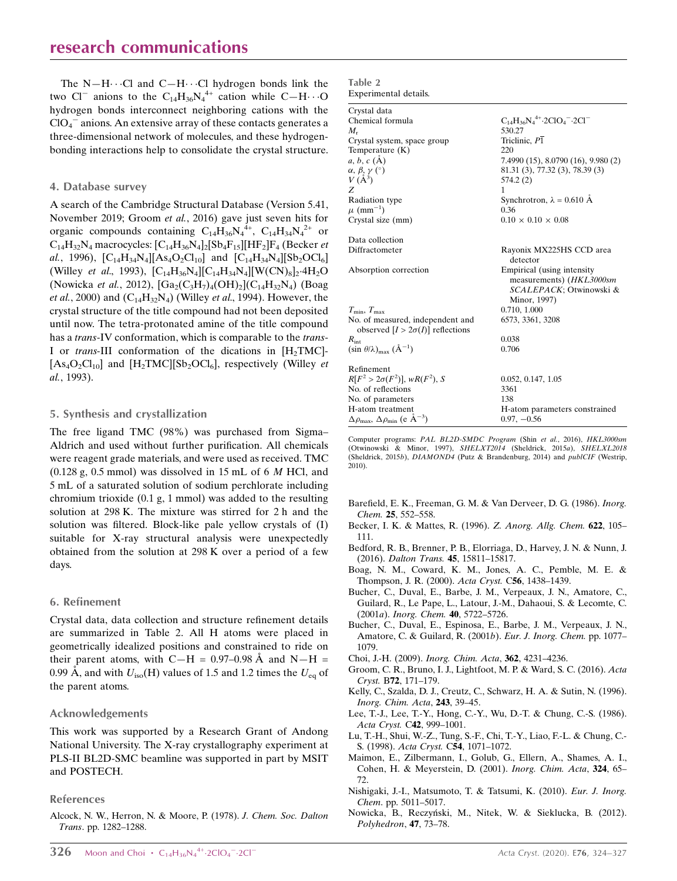The N—H···Cl and C—H···Cl hydrogen bonds link the two $Cl^-$ anions to the $C_{14}H_{36}N_4^{4+}$ cation while C—H···O hydrogen bonds interconnect neighboring cations with the $ClO_4^-$ anions. An extensive array of these contacts generates a three-dimensional network of molecules, and these hydrogen-bonding interactions help to consolidate the crystal structure.

## 4. Database survey

A search of the Cambridge Structural Database (Version 5.41, November 2019; Groom *et al.*, 2016) gave just seven hits for organic compounds containing $C_{14}H_{36}N_4^{4+}$, $C_{14}H_{34}N_4^{2+}$ or $C_{14}H_{32}N_4$ macrocycles: $[C_{14}H_{36}N_4]_2[Sb_4F_{15}][HF_2]F_4$ (Becker *et al.*, 1996), $[C_{14}H_{34}N_4][As_4O_2Cl_{10}]$ and $[C_{14}H_{34}N_4][Sb_2OCl_6]$ (Willey *et al.*, 1993), $[C_{14}H_{36}N_4][C_{14}H_{34}N_4][W(CN)_8]_2\cdot4H_2O$ (Nowicka *et al.*, 2012), $[Ga_2(C_3H_7)_4(OH)_2](C_{14}H_{32}N_4)$ (Boag *et al.*, 2000) and $(C_{14}H_{32}N_4)$ (Willey *et al.*, 1994). However, the crystal structure of the title compound had not been deposited until now. The tetra-protonated amine of the title compound has a *trans*-IV conformation, which is comparable to the *trans*-I or *trans*-III conformation of the dications in $[H_2TMC][As_4O_2Cl_{10}]$ and $[H_2TMC][Sb_2OCl_6]$, respectively (Willey *et al.*, 1993).

## 5. Synthesis and crystallization

The free ligand TMC (98%) was purchased from Sigma–Aldrich and used without further purification. All chemicals were reagent grade materials, and were used as received. TMC (0.128 g, 0.5 mmol) was dissolved in 15 mL of 6 *M* HCl, and 5 mL of a saturated solution of sodium perchlorate including chromium trioxide (0.1 g, 1 mmol) was added to the resulting solution at 298 K. The mixture was stirred for 2 h and the solution was filtered. Block-like pale yellow crystals of (I) suitable for X-ray structural analysis were unexpectedly obtained from the solution at 298 K over a period of a few days.

## 6. Refinement

Crystal data, data collection and structure refinement details are summarized in Table 2. All H atoms were placed in geometrically idealized positions and constrained to ride on their parent atoms, with C—H = 0.97–0.98 Å and N—H = 0.99 Å, and with $U_{iso}$(H) values of 1.5 and 1.2 times the $U_{eq}$ of the parent atoms.

## Acknowledgements

This work was supported by a Research Grant of Andong National University. The X-ray crystallography experiment at PLS-II BL2D-SMC beamline was supported in part by MSIT and POSTECH.

**Table 2**
Experimental details.

| | |
|---|---|
| **Crystal data** | |
| Chemical formula | $C_{14}H_{36}N_4^{4+}\cdot2ClO_4^-\cdot2Cl^-$ |
| $M_r$ | 530.27 |
| Crystal system, space group | Triclinic, $P\overline{1}$ |
| Temperature (K) | 220 |
| *a*, *b*, *c* (Å) | 7.4990 (15), 8.0790 (16), 9.980 (2) |
| α, β, γ (°) | 81.31 (3), 77.32 (3), 78.39 (3) |
| *V* (Å$^3$) | 574.2 (2) |
| *Z* | 1 |
| Radiation type | Synchrotron, λ = 0.610 Å |
| μ (mm$^{-1}$) | 0.36 |
| Crystal size (mm) | 0.10 × 0.10 × 0.08 |
| **Data collection** | |
| Diffractometer | Rayonix MX225HS CCD area detector |
| Absorption correction | Empirical (using intensity measurements) (*HKL3000sm SCALEPACK*; Otwinowski & Minor, 1997) |
| $T_{min}$, $T_{max}$ | 0.710, 1.000 |
| No. of measured, independent and observed [$I > 2\sigma(I)$] reflections | 6573, 3361, 3208 |
| $R_{int}$ | 0.038 |
| $(\sin \theta/\lambda)_{max}$ (Å$^{-1}$) | 0.706 |
| **Refinement** | |
| $R[F^2 > 2\sigma(F^2)]$, $wR(F^2)$, *S* | 0.052, 0.147, 1.05 |
| No. of reflections | 3361 |
| No. of parameters | 138 |
| H-atom treatment | H-atom parameters constrained |
| $\Delta\rho_{max}$, $\Delta\rho_{min}$ (e Å$^{-3}$) | 0.97, −0.56 |

Computer programs: *PAL BL2D-SMDC Program* (Shin *et al.*, 2016), *HKL3000sm* (Otwinowski & Minor, 1997), *SHELXT2014* (Sheldrick, 2015*a*), *SHELXL2018* (Sheldrick, 2015*b*), *DIAMOND4* (Putz & Brandenburg, 2014) and *publCIF* (Westrip, 2010).

## References

Alcock, N. W., Herron, N. & Moore, P. (1978). *J. Chem. Soc. Dalton Trans*. pp. 1282–1288.

Barefield, E. K., Freeman, G. M. & Van Derveer, D. G. (1986). *Inorg. Chem.* **25**, 552–558.

Becker, I. K. & Mattes, R. (1996). *Z. Anorg. Allg. Chem.* **622**, 105–111.

Bedford, R. B., Brenner, P. B., Elorriaga, D., Harvey, J. N. & Nunn, J. (2016). *Dalton Trans.* **45**, 15811–15817.

Boag, N. M., Coward, K. M., Jones, A. C., Pemble, M. E. & Thompson, J. R. (2000). *Acta Cryst.* C**56**, 1438–1439.

Bucher, C., Duval, E., Barbe, J. M., Verpeaux, J. N., Amatore, C., Guilard, R., Le Pape, L., Latour, J.-M., Dahaoui, S. & Lecomte, C. (2001*a*). *Inorg. Chem.* **40**, 5722–5726.

Bucher, C., Duval, E., Espinosa, E., Barbe, J. M., Verpeaux, J. N., Amatore, C. & Guilard, R. (2001*b*). *Eur. J. Inorg. Chem.* pp. 1077–1079.

Choi, J.-H. (2009). *Inorg. Chim. Acta*, **362**, 4231–4236.

Groom, C. R., Bruno, I. J., Lightfoot, M. P. & Ward, S. C. (2016). *Acta Cryst.* B**72**, 171–179.

Kelly, C., Szalda, D. J., Creutz, C., Schwarz, H. A. & Sutin, N. (1996). *Inorg. Chim. Acta*, **243**, 39–45.

Lee, T.-J., Lee, T.-Y., Hong, C.-Y., Wu, D.-T. & Chung, C.-S. (1986). *Acta Cryst.* C**42**, 999–1001.

Lu, T.-H., Shui, W.-Z., Tung, S.-F., Chi, T.-Y., Liao, F.-L. & Chung, C.-S. (1998). *Acta Cryst.* C**54**, 1071–1072.

Maimon, E., Zilbermann, I., Golub, G., Ellern, A., Shames, A. I., Cohen, H. & Meyerstein, D. (2001). *Inorg. Chim. Acta*, **324**, 65–72.

Nishigaki, J.-I., Matsumoto, T. & Tatsumi, K. (2010). *Eur. J. Inorg. Chem*. pp. 5011–5017.

Nowicka, B., Reczyński, M., Nitek, W. & Sieklucka, B. (2012). *Polyhedron*, **47**, 73–78.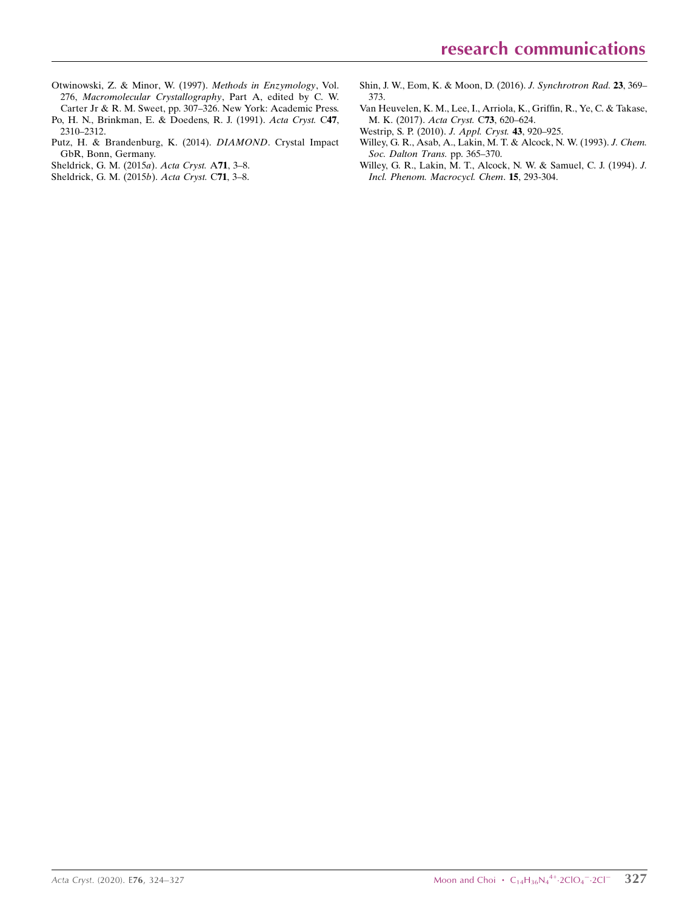Otwinowski, Z. & Minor, W. (1997). *Methods in Enzymology*, Vol. 276, *Macromolecular Crystallography*, Part A, edited by C. W. Carter Jr & R. M. Sweet, pp. 307–326. New York: Academic Press.

Po, H. N., Brinkman, E. & Doedens, R. J. (1991). *Acta Cryst.* C**47**, 2310–2312.

Putz, H. & Brandenburg, K. (2014). *DIAMOND*. Crystal Impact GbR, Bonn, Germany.

Sheldrick, G. M. (2015*a*). *Acta Cryst.* A**71**, 3–8.

Sheldrick, G. M. (2015*b*). *Acta Cryst.* C**71**, 3–8.

Shin, J. W., Eom, K. & Moon, D. (2016). *J. Synchrotron Rad.* **23**, 369–373.

Van Heuvelen, K. M., Lee, I., Arriola, K., Griffin, R., Ye, C. & Takase, M. K. (2017). *Acta Cryst.* C**73**, 620–624.

Westrip, S. P. (2010). *J. Appl. Cryst.* **43**, 920–925.

Willey, G. R., Asab, A., Lakin, M. T. & Alcock, N. W. (1993). *J. Chem. Soc. Dalton Trans.* pp. 365–370.

Willey, G. R., Lakin, M. T., Alcock, N. W. & Samuel, C. J. (1994). *J. Incl. Phenom. Macrocycl. Chem*. **15**, 293-304.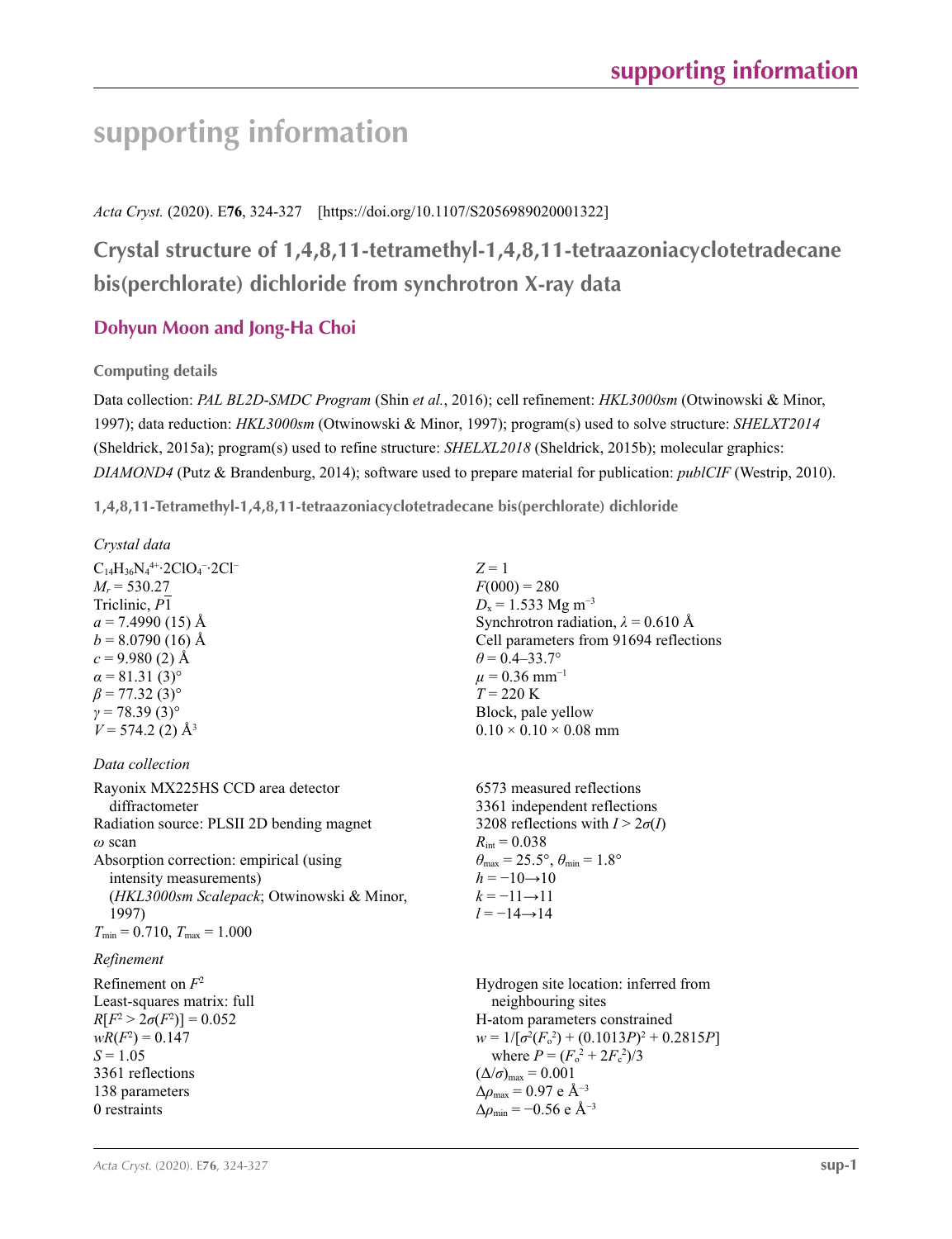# supporting information

*Acta Cryst.* (2020). E**76**, 324-327 [https://doi.org/10.1107/S2056989020001322]

## Crystal structure of 1,4,8,11-tetramethyl-1,4,8,11-tetraazoniacyclotetradecane bis(perchlorate) dichloride from synchrotron X-ray data

**Dohyun Moon and Jong-Ha Choi**

### Computing details

Data collection: *PAL BL2D-SMDC Program* (Shin *et al.*, 2016); cell refinement: *HKL3000sm* (Otwinowski & Minor, 1997); data reduction: *HKL3000sm* (Otwinowski & Minor, 1997); program(s) used to solve structure: *SHELXT2014* (Sheldrick, 2015a); program(s) used to refine structure: *SHELXL2018* (Sheldrick, 2015b); molecular graphics: *DIAMOND4* (Putz & Brandenburg, 2014); software used to prepare material for publication: *publCIF* (Westrip, 2010).

### 1,4,8,11-Tetramethyl-1,4,8,11-tetraazoniacyclotetradecane bis(perchlorate) dichloride

*Crystal data*

$C_{14}H_{36}N_4^{4+}·2ClO_4^-·2Cl^-$
$M_r = 530.27$
Triclinic, $P\overline{1}$
$a = 7.4990$ (15) Å
$b = 8.0790$ (16) Å
$c = 9.980$ (2) Å
$\alpha = 81.31$ (3)°
$\beta = 77.32$ (3)°
$\gamma = 78.39$ (3)°
$V = 574.2$ (2) Å$^3$
$Z = 1$
$F(000) = 280$
$D_x = 1.533$ Mg m$^{-3}$
Synchrotron radiation, $\lambda = 0.610$ Å
Cell parameters from 91694 reflections
$\theta = 0.4$–33.7°
$\mu = 0.36$ mm$^{-1}$
$T = 220$ K
Block, pale yellow
0.10 × 0.10 × 0.08 mm

*Data collection*

Rayonix MX225HS CCD area detector diffractometer
Radiation source: PLSII 2D bending magnet
$\omega$ scan
Absorption correction: empirical (using intensity measurements) (*HKL3000sm Scalepack*; Otwinowski & Minor, 1997)
$T_{min} = 0.710$, $T_{max} = 1.000$
6573 measured reflections
3361 independent reflections
3208 reflections with $I > 2\sigma(I)$
$R_{int} = 0.038$
$\theta_{max} = 25.5$°, $\theta_{min} = 1.8$°
$h = -10 \rightarrow 10$
$k = -11 \rightarrow 11$
$l = -14 \rightarrow 14$

*Refinement*

Refinement on $F^2$
Least-squares matrix: full
$R[F^2 > 2\sigma(F^2)] = 0.052$
$wR(F^2) = 0.147$
$S = 1.05$
3361 reflections
138 parameters
0 restraints
Hydrogen site location: inferred from neighbouring sites
H-atom parameters constrained
$w = 1/[\sigma^2(F_o^2) + (0.1013P)^2 + 0.2815P]$ where $P = (F_o^2 + 2F_c^2)/3$
$(\Delta/\sigma)_{max} = 0.001$
$\Delta\rho_{max} = 0.97$ e Å$^{-3}$
$\Delta\rho_{min} = -0.56$ e Å$^{-3}$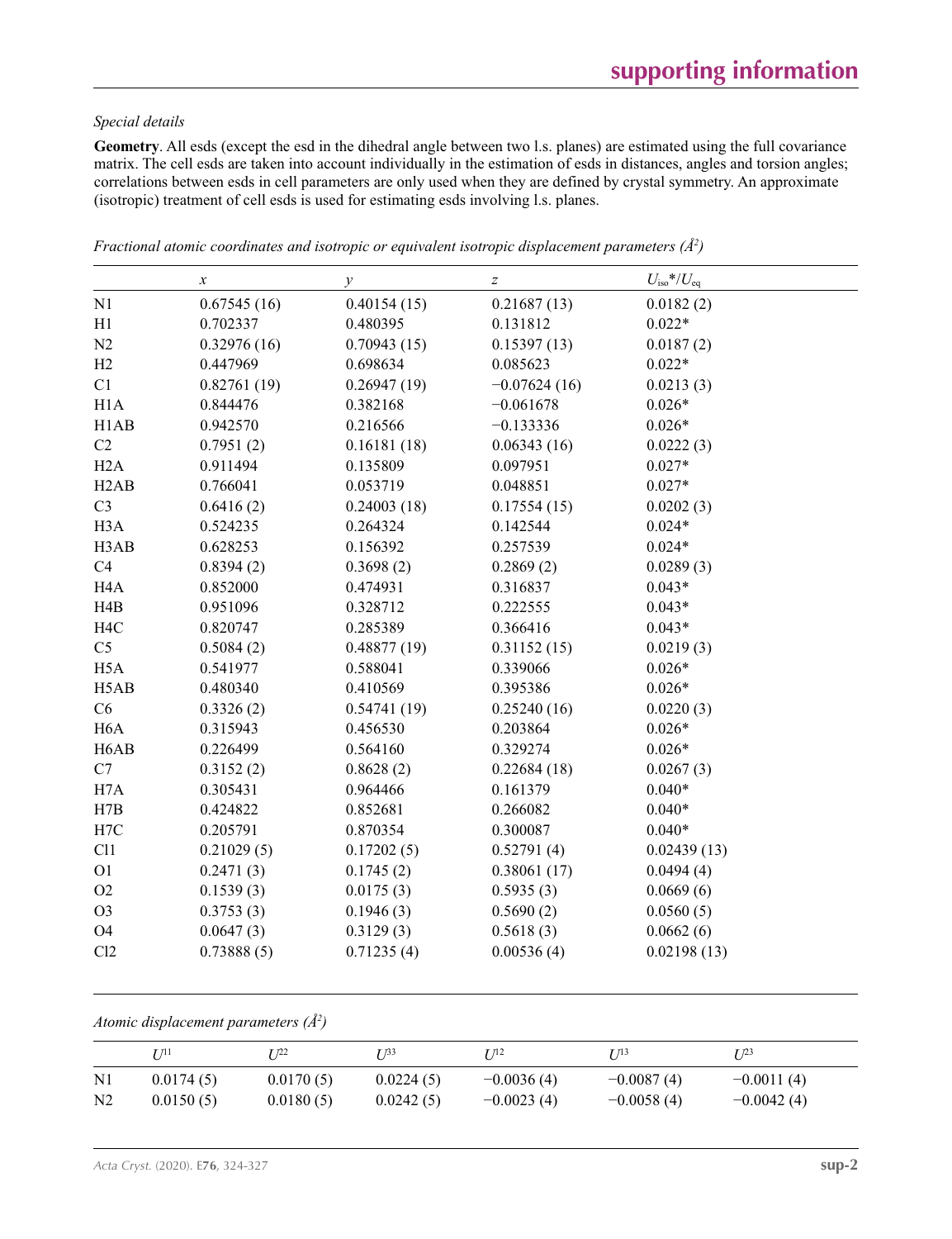*Special details*

**Geometry**. All esds (except the esd in the dihedral angle between two l.s. planes) are estimated using the full covariance matrix. The cell esds are taken into account individually in the estimation of esds in distances, angles and torsion angles; correlations between esds in cell parameters are only used when they are defined by crystal symmetry. An approximate (isotropic) treatment of cell esds is used for estimating esds involving l.s. planes.

*Fractional atomic coordinates and isotropic or equivalent isotropic displacement parameters (Å²)*

| | $x$ | $y$ | $z$ | $U_{iso}$*/$U_{eq}$ |
|---|---|---|---|---|
| N1 | 0.67545 (16) | 0.40154 (15) | 0.21687 (13) | 0.0182 (2) |
| H1 | 0.702337 | 0.480395 | 0.131812 | 0.022* |
| N2 | 0.32976 (16) | 0.70943 (15) | 0.15397 (13) | 0.0187 (2) |
| H2 | 0.447969 | 0.698634 | 0.085623 | 0.022* |
| C1 | 0.82761 (19) | 0.26947 (19) | −0.07624 (16) | 0.0213 (3) |
| H1A | 0.844476 | 0.382168 | −0.061678 | 0.026* |
| H1AB | 0.942570 | 0.216566 | −0.133336 | 0.026* |
| C2 | 0.7951 (2) | 0.16181 (18) | 0.06343 (16) | 0.0222 (3) |
| H2A | 0.911494 | 0.135809 | 0.097951 | 0.027* |
| H2AB | 0.766041 | 0.053719 | 0.048851 | 0.027* |
| C3 | 0.6416 (2) | 0.24003 (18) | 0.17554 (15) | 0.0202 (3) |
| H3A | 0.524235 | 0.264324 | 0.142544 | 0.024* |
| H3AB | 0.628253 | 0.156392 | 0.257539 | 0.024* |
| C4 | 0.8394 (2) | 0.3698 (2) | 0.2869 (2) | 0.0289 (3) |
| H4A | 0.852000 | 0.474931 | 0.316837 | 0.043* |
| H4B | 0.951096 | 0.328712 | 0.222555 | 0.043* |
| H4C | 0.820747 | 0.285389 | 0.366416 | 0.043* |
| C5 | 0.5084 (2) | 0.48877 (19) | 0.31152 (15) | 0.0219 (3) |
| H5A | 0.541977 | 0.588041 | 0.339066 | 0.026* |
| H5AB | 0.480340 | 0.410569 | 0.395386 | 0.026* |
| C6 | 0.3326 (2) | 0.54741 (19) | 0.25240 (16) | 0.0220 (3) |
| H6A | 0.315943 | 0.456530 | 0.203864 | 0.026* |
| H6AB | 0.226499 | 0.564160 | 0.329274 | 0.026* |
| C7 | 0.3152 (2) | 0.8628 (2) | 0.22684 (18) | 0.0267 (3) |
| H7A | 0.305431 | 0.964466 | 0.161379 | 0.040* |
| H7B | 0.424822 | 0.852681 | 0.266082 | 0.040* |
| H7C | 0.205791 | 0.870354 | 0.300087 | 0.040* |
| Cl1 | 0.21029 (5) | 0.17202 (5) | 0.52791 (4) | 0.02439 (13) |
| O1 | 0.2471 (3) | 0.1745 (2) | 0.38061 (17) | 0.0494 (4) |
| O2 | 0.1539 (3) | 0.0175 (3) | 0.5935 (3) | 0.0669 (6) |
| O3 | 0.3753 (3) | 0.1946 (3) | 0.5690 (2) | 0.0560 (5) |
| O4 | 0.0647 (3) | 0.3129 (3) | 0.5618 (3) | 0.0662 (6) |
| Cl2 | 0.73888 (5) | 0.71235 (4) | 0.00536 (4) | 0.02198 (13) |

*Atomic displacement parameters (Å²)*

| | $U^{11}$ | $U^{22}$ | $U^{33}$ | $U^{12}$ | $U^{13}$ | $U^{23}$ |
|---|---|---|---|---|---|---|
| N1 | 0.0174 (5) | 0.0170 (5) | 0.0224 (5) | −0.0036 (4) | −0.0087 (4) | −0.0011 (4) |
| N2 | 0.0150 (5) | 0.0180 (5) | 0.0242 (5) | −0.0023 (4) | −0.0058 (4) | −0.0042 (4) |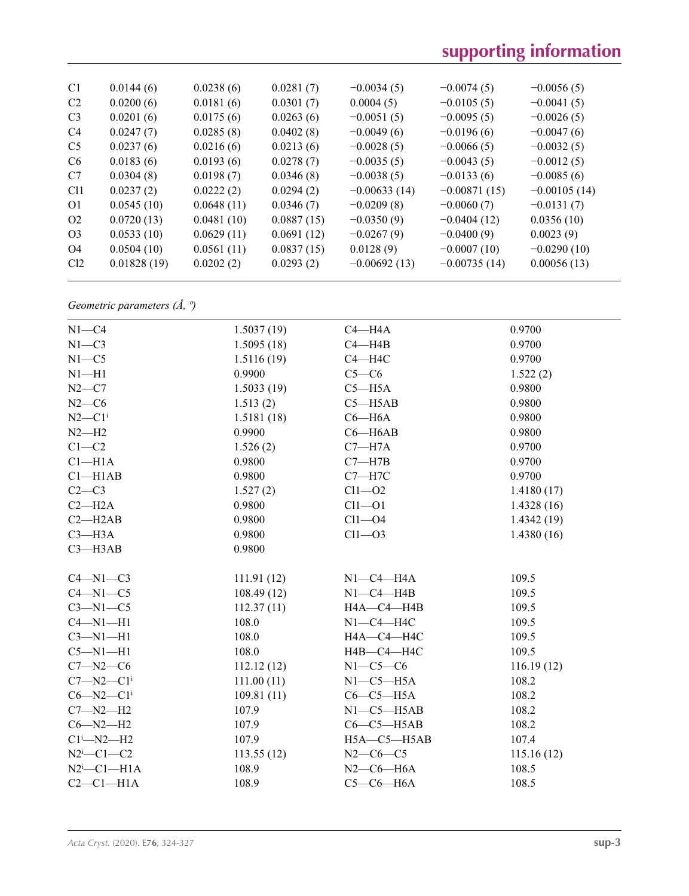| | | | | | | |
|---|---|---|---|---|---|---|
| C1 | 0.0144 (6) | 0.0238 (6) | 0.0281 (7) | −0.0034 (5) | −0.0074 (5) | −0.0056 (5) |
| C2 | 0.0200 (6) | 0.0181 (6) | 0.0301 (7) | 0.0004 (5) | −0.0105 (5) | −0.0041 (5) |
| C3 | 0.0201 (6) | 0.0175 (6) | 0.0263 (6) | −0.0051 (5) | −0.0095 (5) | −0.0026 (5) |
| C4 | 0.0247 (7) | 0.0285 (8) | 0.0402 (8) | −0.0049 (6) | −0.0196 (6) | −0.0047 (6) |
| C5 | 0.0237 (6) | 0.0216 (6) | 0.0213 (6) | −0.0028 (5) | −0.0066 (5) | −0.0032 (5) |
| C6 | 0.0183 (6) | 0.0193 (6) | 0.0278 (7) | −0.0035 (5) | −0.0043 (5) | −0.0012 (5) |
| C7 | 0.0304 (8) | 0.0198 (7) | 0.0346 (8) | −0.0038 (5) | −0.0133 (6) | −0.0085 (6) |
| Cl1 | 0.0237 (2) | 0.0222 (2) | 0.0294 (2) | −0.00633 (14) | −0.00871 (15) | −0.00105 (14) |
| O1 | 0.0545 (10) | 0.0648 (11) | 0.0346 (7) | −0.0209 (8) | −0.0060 (7) | −0.0131 (7) |
| O2 | 0.0720 (13) | 0.0481 (10) | 0.0887 (15) | −0.0350 (9) | −0.0404 (12) | 0.0356 (10) |
| O3 | 0.0533 (10) | 0.0629 (11) | 0.0691 (12) | −0.0267 (9) | −0.0400 (9) | 0.0023 (9) |
| O4 | 0.0504 (10) | 0.0561 (11) | 0.0837 (15) | 0.0128 (9) | −0.0007 (10) | −0.0290 (10) |
| Cl2 | 0.01828 (19) | 0.0202 (2) | 0.0293 (2) | −0.00692 (13) | −0.00735 (14) | 0.00056 (13) |

*Geometric parameters (Å, º)*

| | | | |
|---|---|---|---|
| N1—C4 | 1.5037 (19) | C4—H4A | 0.9700 |
| N1—C3 | 1.5095 (18) | C4—H4B | 0.9700 |
| N1—C5 | 1.5116 (19) | C4—H4C | 0.9700 |
| N1—H1 | 0.9900 | C5—C6 | 1.522 (2) |
| N2—C7 | 1.5033 (19) | C5—H5A | 0.9800 |
| N2—C6 | 1.513 (2) | C5—H5AB | 0.9800 |
| N2—C1$^{i}$ | 1.5181 (18) | C6—H6A | 0.9800 |
| N2—H2 | 0.9900 | C6—H6AB | 0.9800 |
| C1—C2 | 1.526 (2) | C7—H7A | 0.9700 |
| C1—H1A | 0.9800 | C7—H7B | 0.9700 |
| C1—H1AB | 0.9800 | C7—H7C | 0.9700 |
| C2—C3 | 1.527 (2) | Cl1—O2 | 1.4180 (17) |
| C2—H2A | 0.9800 | Cl1—O1 | 1.4328 (16) |
| C2—H2AB | 0.9800 | Cl1—O4 | 1.4342 (19) |
| C3—H3A | 0.9800 | Cl1—O3 | 1.4380 (16) |
| C3—H3AB | 0.9800 | | |
| | | | |
| C4—N1—C3 | 111.91 (12) | N1—C4—H4A | 109.5 |
| C4—N1—C5 | 108.49 (12) | N1—C4—H4B | 109.5 |
| C3—N1—C5 | 112.37 (11) | H4A—C4—H4B | 109.5 |
| C4—N1—H1 | 108.0 | N1—C4—H4C | 109.5 |
| C3—N1—H1 | 108.0 | H4A—C4—H4C | 109.5 |
| C5—N1—H1 | 108.0 | H4B—C4—H4C | 109.5 |
| C7—N2—C6 | 112.12 (12) | N1—C5—C6 | 116.19 (12) |
| C7—N2—C1$^{i}$ | 111.00 (11) | N1—C5—H5A | 108.2 |
| C6—N2—C1$^{i}$ | 109.81 (11) | C6—C5—H5A | 108.2 |
| C7—N2—H2 | 107.9 | N1—C5—H5AB | 108.2 |
| C6—N2—H2 | 107.9 | C6—C5—H5AB | 108.2 |
| C1$^{i}$—N2—H2 | 107.9 | H5A—C5—H5AB | 107.4 |
| N2$^{i}$—C1—C2 | 113.55 (12) | N2—C6—C5 | 115.16 (12) |
| N2$^{i}$—C1—H1A | 108.9 | N2—C6—H6A | 108.5 |
| C2—C1—H1A | 108.9 | C5—C6—H6A | 108.5 |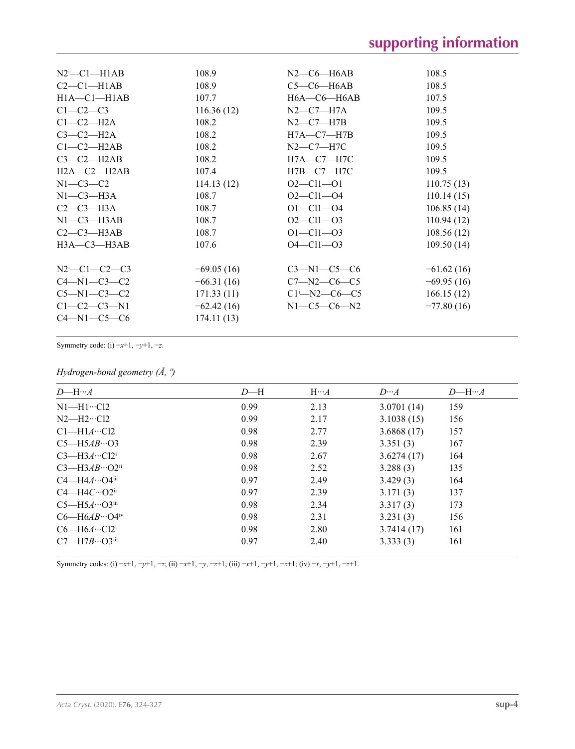| | | | |
|---|---|---|---|
| N2ⁱ—C1—H1AB | 108.9 | N2—C6—H6AB | 108.5 |
| C2—C1—H1AB | 108.9 | C5—C6—H6AB | 108.5 |
| H1A—C1—H1AB | 107.7 | H6A—C6—H6AB | 107.5 |
| C1—C2—C3 | 116.36 (12) | N2—C7—H7A | 109.5 |
| C1—C2—H2A | 108.2 | N2—C7—H7B | 109.5 |
| C3—C2—H2A | 108.2 | H7A—C7—H7B | 109.5 |
| C1—C2—H2AB | 108.2 | N2—C7—H7C | 109.5 |
| C3—C2—H2AB | 108.2 | H7A—C7—H7C | 109.5 |
| H2A—C2—H2AB | 107.4 | H7B—C7—H7C | 109.5 |
| N1—C3—C2 | 114.13 (12) | O2—Cl1—O1 | 110.75 (13) |
| N1—C3—H3A | 108.7 | O2—Cl1—O4 | 110.14 (15) |
| C2—C3—H3A | 108.7 | O1—Cl1—O4 | 106.85 (14) |
| N1—C3—H3AB | 108.7 | O2—Cl1—O3 | 110.94 (12) |
| C2—C3—H3AB | 108.7 | O1—Cl1—O3 | 108.56 (12) |
| H3A—C3—H3AB | 107.6 | O4—Cl1—O3 | 109.50 (14) |

| | | | |
|---|---|---|---|
| N2ⁱ—C1—C2—C3 | −69.05 (16) | C3—N1—C5—C6 | −61.62 (16) |
| C4—N1—C3—C2 | −66.31 (16) | C7—N2—C6—C5 | −69.95 (16) |
| C5—N1—C3—C2 | 171.33 (11) | C1ⁱ—N2—C6—C5 | 166.15 (12) |
| C1—C2—C3—N1 | −62.42 (16) | N1—C5—C6—N2 | −77.80 (16) |
| C4—N1—C5—C6 | 174.11 (13) | | |

Symmetry code: (i) −*x*+1, −*y*+1, −*z*.

*Hydrogen-bond geometry (Å, º)*

| *D*—H···*A* | *D*—H | H···*A* | *D*···*A* | *D*—H···*A* |
|---|---|---|---|---|
| N1—H1···Cl2 | 0.99 | 2.13 | 3.0701 (14) | 159 |
| N2—H2···Cl2 | 0.99 | 2.17 | 3.1038 (15) | 156 |
| C1—H1*A*···Cl2 | 0.98 | 2.77 | 3.6868 (17) | 157 |
| C5—H5*AB*···O3 | 0.98 | 2.39 | 3.351 (3) | 167 |
| C3—H3*A*···Cl2ⁱ | 0.98 | 2.67 | 3.6274 (17) | 164 |
| C3—H3*AB*···O2ⁱⁱ | 0.98 | 2.52 | 3.288 (3) | 135 |
| C4—H4*A*···O4ⁱⁱⁱ | 0.97 | 2.49 | 3.429 (3) | 164 |
| C4—H4*C*···O2ⁱⁱ | 0.97 | 2.39 | 3.171 (3) | 137 |
| C5—H5*A*···O3ⁱⁱⁱ | 0.98 | 2.34 | 3.317 (3) | 173 |
| C6—H6*AB*···O4ⁱᵛ | 0.98 | 2.31 | 3.231 (3) | 156 |
| C6—H6*A*···Cl2ⁱ | 0.98 | 2.80 | 3.7414 (17) | 161 |
| C7—H7*B*···O3ⁱⁱⁱ | 0.97 | 2.40 | 3.333 (3) | 161 |

Symmetry codes: (i) −*x*+1, −*y*+1, −*z*; (ii) −*x*+1, −*y*, −*z*+1; (iii) −*x*+1, −*y*+1, −*z*+1; (iv) −*x*, −*y*+1, −*z*+1.